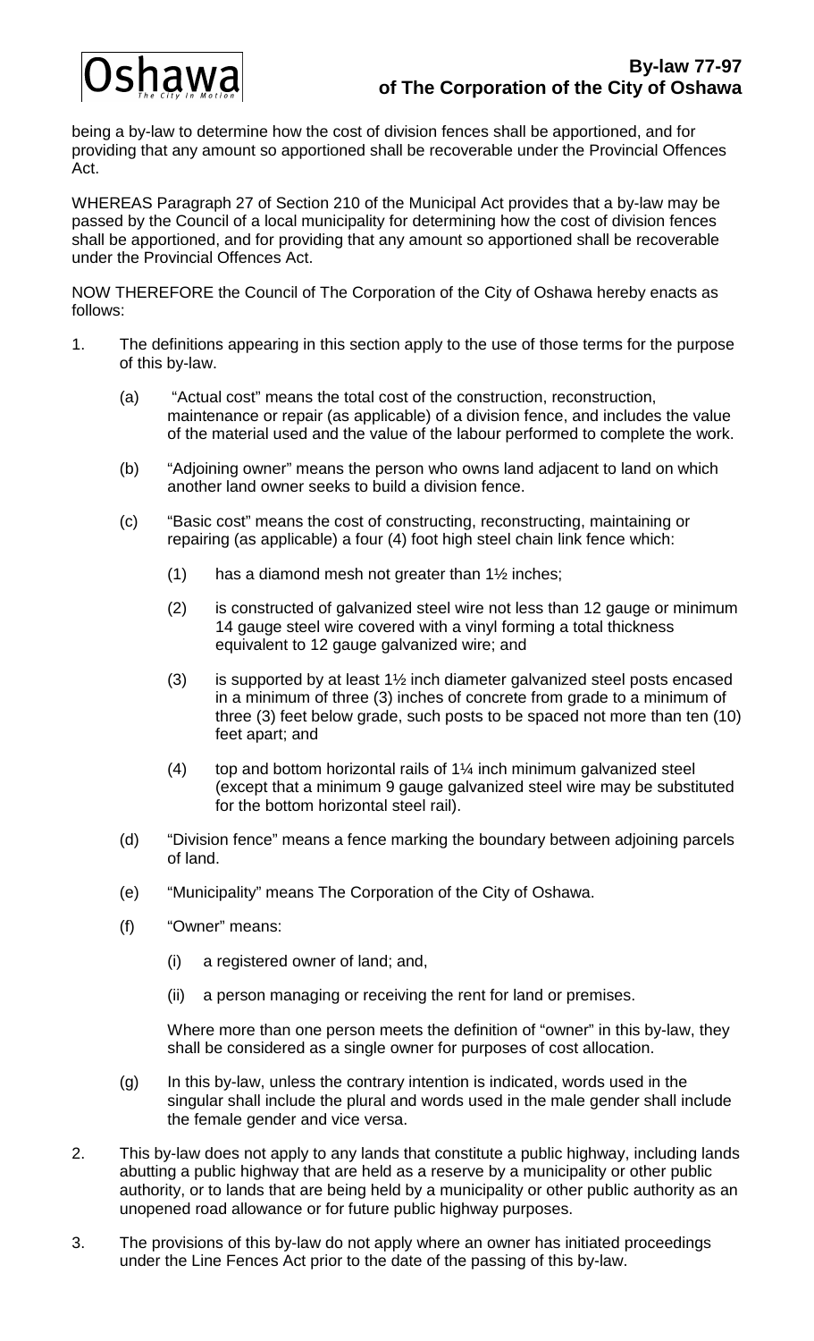# By-law 77-97
## of The Corporation of the City of Oshawa

being a by-law to determine how the cost of division fences shall be apportioned, and for providing that any amount so apportioned shall be recoverable under the Provincial Offences Act.

WHEREAS Paragraph 27 of Section 210 of the Municipal Act provides that a by-law may be passed by the Council of a local municipality for determining how the cost of division fences shall be apportioned, and for providing that any amount so apportioned shall be recoverable under the Provincial Offences Act.

NOW THEREFORE the Council of The Corporation of the City of Oshawa hereby enacts as follows:

1. The definitions appearing in this section apply to the use of those terms for the purpose of this by-law.

   (a) "Actual cost" means the total cost of the construction, reconstruction, maintenance or repair (as applicable) of a division fence, and includes the value of the material used and the value of the labour performed to complete the work.

   (b) "Adjoining owner" means the person who owns land adjacent to land on which another land owner seeks to build a division fence.

   (c) "Basic cost" means the cost of constructing, reconstructing, maintaining or repairing (as applicable) a four (4) foot high steel chain link fence which:

      (1) has a diamond mesh not greater than 1½ inches;

      (2) is constructed of galvanized steel wire not less than 12 gauge or minimum 14 gauge steel wire covered with a vinyl forming a total thickness equivalent to 12 gauge galvanized wire; and

      (3) is supported by at least 1½ inch diameter galvanized steel posts encased in a minimum of three (3) inches of concrete from grade to a minimum of three (3) feet below grade, such posts to be spaced not more than ten (10) feet apart; and

      (4) top and bottom horizontal rails of 1¼ inch minimum galvanized steel (except that a minimum 9 gauge galvanized steel wire may be substituted for the bottom horizontal steel rail).

   (d) "Division fence" means a fence marking the boundary between adjoining parcels of land.

   (e) "Municipality" means The Corporation of the City of Oshawa.

   (f) "Owner" means:

      (i) a registered owner of land; and,

      (ii) a person managing or receiving the rent for land or premises.

   Where more than one person meets the definition of "owner" in this by-law, they shall be considered as a single owner for purposes of cost allocation.

   (g) In this by-law, unless the contrary intention is indicated, words used in the singular shall include the plural and words used in the male gender shall include the female gender and vice versa.

2. This by-law does not apply to any lands that constitute a public highway, including lands abutting a public highway that are held as a reserve by a municipality or other public authority, or to lands that are being held by a municipality or other public authority as an unopened road allowance or for future public highway purposes.

3. The provisions of this by-law do not apply where an owner has initiated proceedings under the Line Fences Act prior to the date of the passing of this by-law.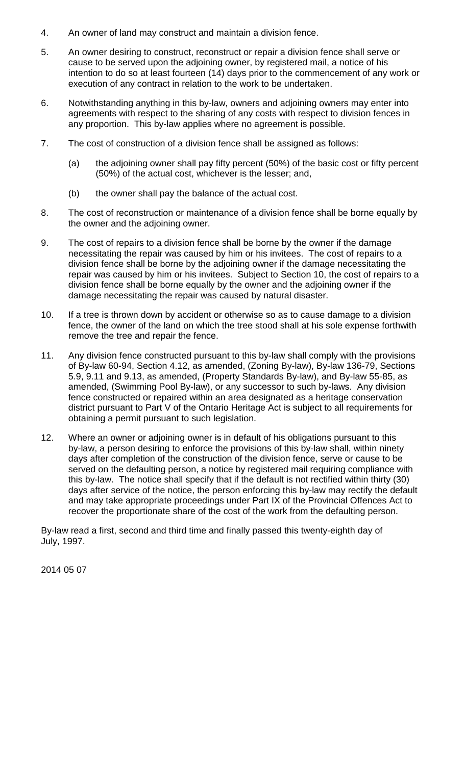4. An owner of land may construct and maintain a division fence.

5. An owner desiring to construct, reconstruct or repair a division fence shall serve or cause to be served upon the adjoining owner, by registered mail, a notice of his intention to do so at least fourteen (14) days prior to the commencement of any work or execution of any contract in relation to the work to be undertaken.

6. Notwithstanding anything in this by-law, owners and adjoining owners may enter into agreements with respect to the sharing of any costs with respect to division fences in any proportion. This by-law applies where no agreement is possible.

7. The cost of construction of a division fence shall be assigned as follows:

   (a) the adjoining owner shall pay fifty percent (50%) of the basic cost or fifty percent (50%) of the actual cost, whichever is the lesser; and,

   (b) the owner shall pay the balance of the actual cost.

8. The cost of reconstruction or maintenance of a division fence shall be borne equally by the owner and the adjoining owner.

9. The cost of repairs to a division fence shall be borne by the owner if the damage necessitating the repair was caused by him or his invitees. The cost of repairs to a division fence shall be borne by the adjoining owner if the damage necessitating the repair was caused by him or his invitees. Subject to Section 10, the cost of repairs to a division fence shall be borne equally by the owner and the adjoining owner if the damage necessitating the repair was caused by natural disaster.

10. If a tree is thrown down by accident or otherwise so as to cause damage to a division fence, the owner of the land on which the tree stood shall at his sole expense forthwith remove the tree and repair the fence.

11. Any division fence constructed pursuant to this by-law shall comply with the provisions of By-law 60-94, Section 4.12, as amended, (Zoning By-law), By-law 136-79, Sections 5.9, 9.11 and 9.13, as amended, (Property Standards By-law), and By-law 55-85, as amended, (Swimming Pool By-law), or any successor to such by-laws. Any division fence constructed or repaired within an area designated as a heritage conservation district pursuant to Part V of the Ontario Heritage Act is subject to all requirements for obtaining a permit pursuant to such legislation.

12. Where an owner or adjoining owner is in default of his obligations pursuant to this by-law, a person desiring to enforce the provisions of this by-law shall, within ninety days after completion of the construction of the division fence, serve or cause to be served on the defaulting person, a notice by registered mail requiring compliance with this by-law. The notice shall specify that if the default is not rectified within thirty (30) days after service of the notice, the person enforcing this by-law may rectify the default and may take appropriate proceedings under Part IX of the Provincial Offences Act to recover the proportionate share of the cost of the work from the defaulting person.

By-law read a first, second and third time and finally passed this twenty-eighth day of July, 1997.

2014 05 07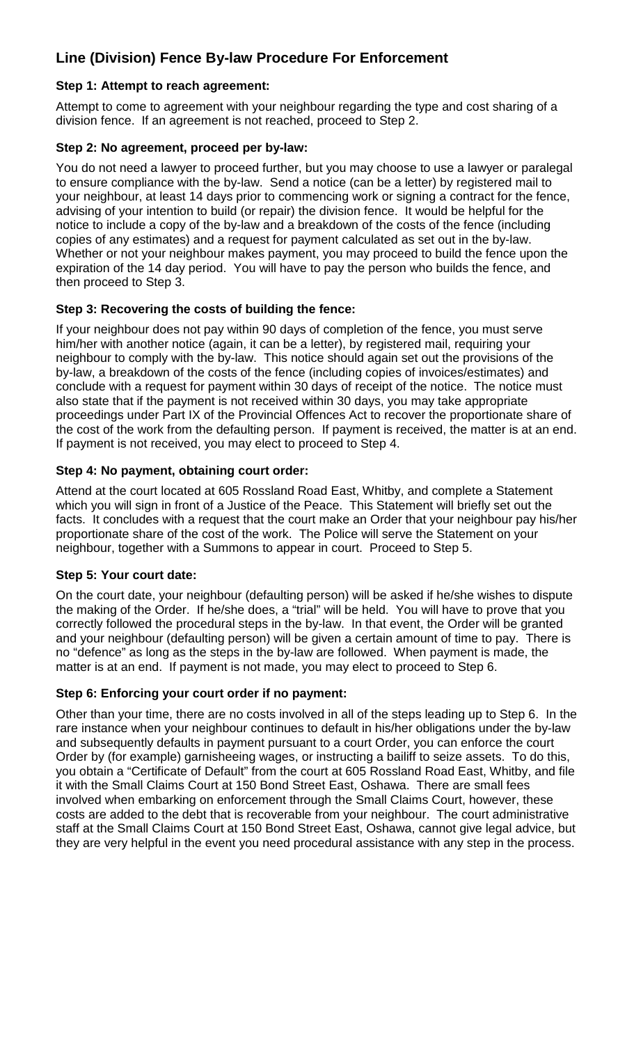## Line (Division) Fence By-law Procedure For Enforcement

**Step 1: Attempt to reach agreement:**

Attempt to come to agreement with your neighbour regarding the type and cost sharing of a division fence. If an agreement is not reached, proceed to Step 2.

**Step 2: No agreement, proceed per by-law:**

You do not need a lawyer to proceed further, but you may choose to use a lawyer or paralegal to ensure compliance with the by-law. Send a notice (can be a letter) by registered mail to your neighbour, at least 14 days prior to commencing work or signing a contract for the fence, advising of your intention to build (or repair) the division fence. It would be helpful for the notice to include a copy of the by-law and a breakdown of the costs of the fence (including copies of any estimates) and a request for payment calculated as set out in the by-law. Whether or not your neighbour makes payment, you may proceed to build the fence upon the expiration of the 14 day period. You will have to pay the person who builds the fence, and then proceed to Step 3.

**Step 3: Recovering the costs of building the fence:**

If your neighbour does not pay within 90 days of completion of the fence, you must serve him/her with another notice (again, it can be a letter), by registered mail, requiring your neighbour to comply with the by-law. This notice should again set out the provisions of the by-law, a breakdown of the costs of the fence (including copies of invoices/estimates) and conclude with a request for payment within 30 days of receipt of the notice. The notice must also state that if the payment is not received within 30 days, you may take appropriate proceedings under Part IX of the Provincial Offences Act to recover the proportionate share of the cost of the work from the defaulting person. If payment is received, the matter is at an end. If payment is not received, you may elect to proceed to Step 4.

**Step 4: No payment, obtaining court order:**

Attend at the court located at 605 Rossland Road East, Whitby, and complete a Statement which you will sign in front of a Justice of the Peace. This Statement will briefly set out the facts. It concludes with a request that the court make an Order that your neighbour pay his/her proportionate share of the cost of the work. The Police will serve the Statement on your neighbour, together with a Summons to appear in court. Proceed to Step 5.

**Step 5: Your court date:**

On the court date, your neighbour (defaulting person) will be asked if he/she wishes to dispute the making of the Order. If he/she does, a "trial" will be held. You will have to prove that you correctly followed the procedural steps in the by-law. In that event, the Order will be granted and your neighbour (defaulting person) will be given a certain amount of time to pay. There is no "defence" as long as the steps in the by-law are followed. When payment is made, the matter is at an end. If payment is not made, you may elect to proceed to Step 6.

**Step 6: Enforcing your court order if no payment:**

Other than your time, there are no costs involved in all of the steps leading up to Step 6. In the rare instance when your neighbour continues to default in his/her obligations under the by-law and subsequently defaults in payment pursuant to a court Order, you can enforce the court Order by (for example) garnisheeing wages, or instructing a bailiff to seize assets. To do this, you obtain a "Certificate of Default" from the court at 605 Rossland Road East, Whitby, and file it with the Small Claims Court at 150 Bond Street East, Oshawa. There are small fees involved when embarking on enforcement through the Small Claims Court, however, these costs are added to the debt that is recoverable from your neighbour. The court administrative staff at the Small Claims Court at 150 Bond Street East, Oshawa, cannot give legal advice, but they are very helpful in the event you need procedural assistance with any step in the process.